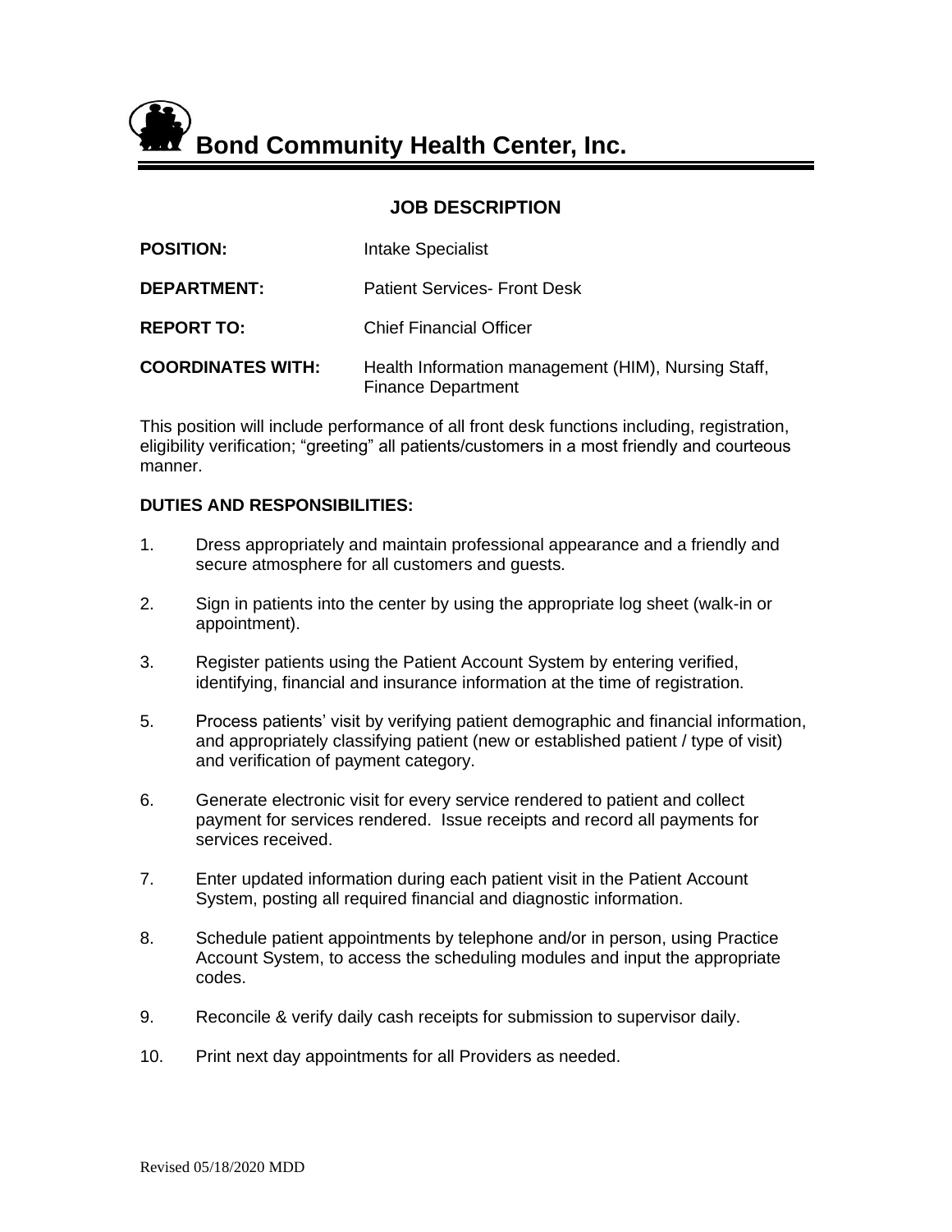# Bond Community Health Center, Inc.

## JOB DESCRIPTION

**POSITION:** Intake Specialist

**DEPARTMENT:** Patient Services- Front Desk

**REPORT TO:** Chief Financial Officer

**COORDINATES WITH:** Health Information management (HIM), Nursing Staff, Finance Department

This position will include performance of all front desk functions including, registration, eligibility verification; "greeting" all patients/customers in a most friendly and courteous manner.

**DUTIES AND RESPONSIBILITIES:**

1. Dress appropriately and maintain professional appearance and a friendly and secure atmosphere for all customers and guests.

2. Sign in patients into the center by using the appropriate log sheet (walk-in or appointment).

3. Register patients using the Patient Account System by entering verified, identifying, financial and insurance information at the time of registration.

5. Process patients' visit by verifying patient demographic and financial information, and appropriately classifying patient (new or established patient / type of visit) and verification of payment category.

6. Generate electronic visit for every service rendered to patient and collect payment for services rendered. Issue receipts and record all payments for services received.

7. Enter updated information during each patient visit in the Patient Account System, posting all required financial and diagnostic information.

8. Schedule patient appointments by telephone and/or in person, using Practice Account System, to access the scheduling modules and input the appropriate codes.

9. Reconcile & verify daily cash receipts for submission to supervisor daily.

10. Print next day appointments for all Providers as needed.

Revised 05/18/2020 MDD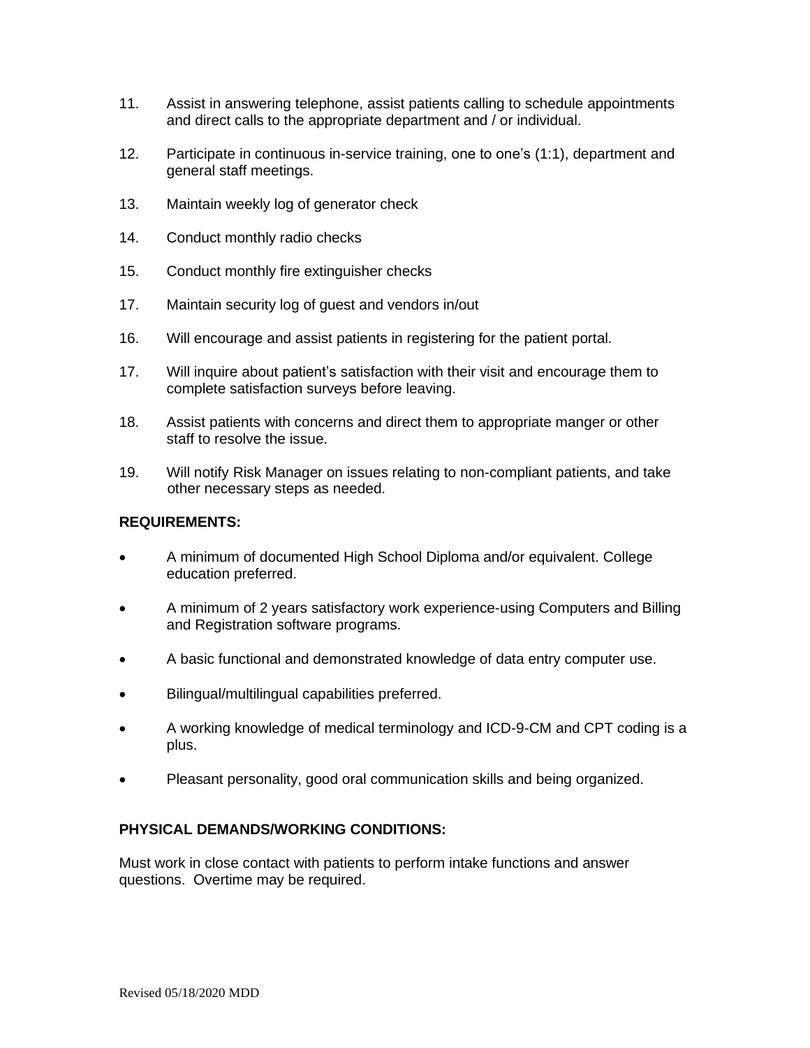11. Assist in answering telephone, assist patients calling to schedule appointments and direct calls to the appropriate department and / or individual.

12. Participate in continuous in-service training, one to one's (1:1), department and general staff meetings.

13. Maintain weekly log of generator check

14. Conduct monthly radio checks

15. Conduct monthly fire extinguisher checks

17. Maintain security log of guest and vendors in/out

16. Will encourage and assist patients in registering for the patient portal.

17. Will inquire about patient's satisfaction with their visit and encourage them to complete satisfaction surveys before leaving.

18. Assist patients with concerns and direct them to appropriate manger or other staff to resolve the issue.

19. Will notify Risk Manager on issues relating to non-compliant patients, and take other necessary steps as needed.

**REQUIREMENTS:**

- A minimum of documented High School Diploma and/or equivalent. College education preferred.
- A minimum of 2 years satisfactory work experience-using Computers and Billing and Registration software programs.
- A basic functional and demonstrated knowledge of data entry computer use.
- Bilingual/multilingual capabilities preferred.
- A working knowledge of medical terminology and ICD-9-CM and CPT coding is a plus.
- Pleasant personality, good oral communication skills and being organized.

**PHYSICAL DEMANDS/WORKING CONDITIONS:**

Must work in close contact with patients to perform intake functions and answer questions. Overtime may be required.

Revised 05/18/2020 MDD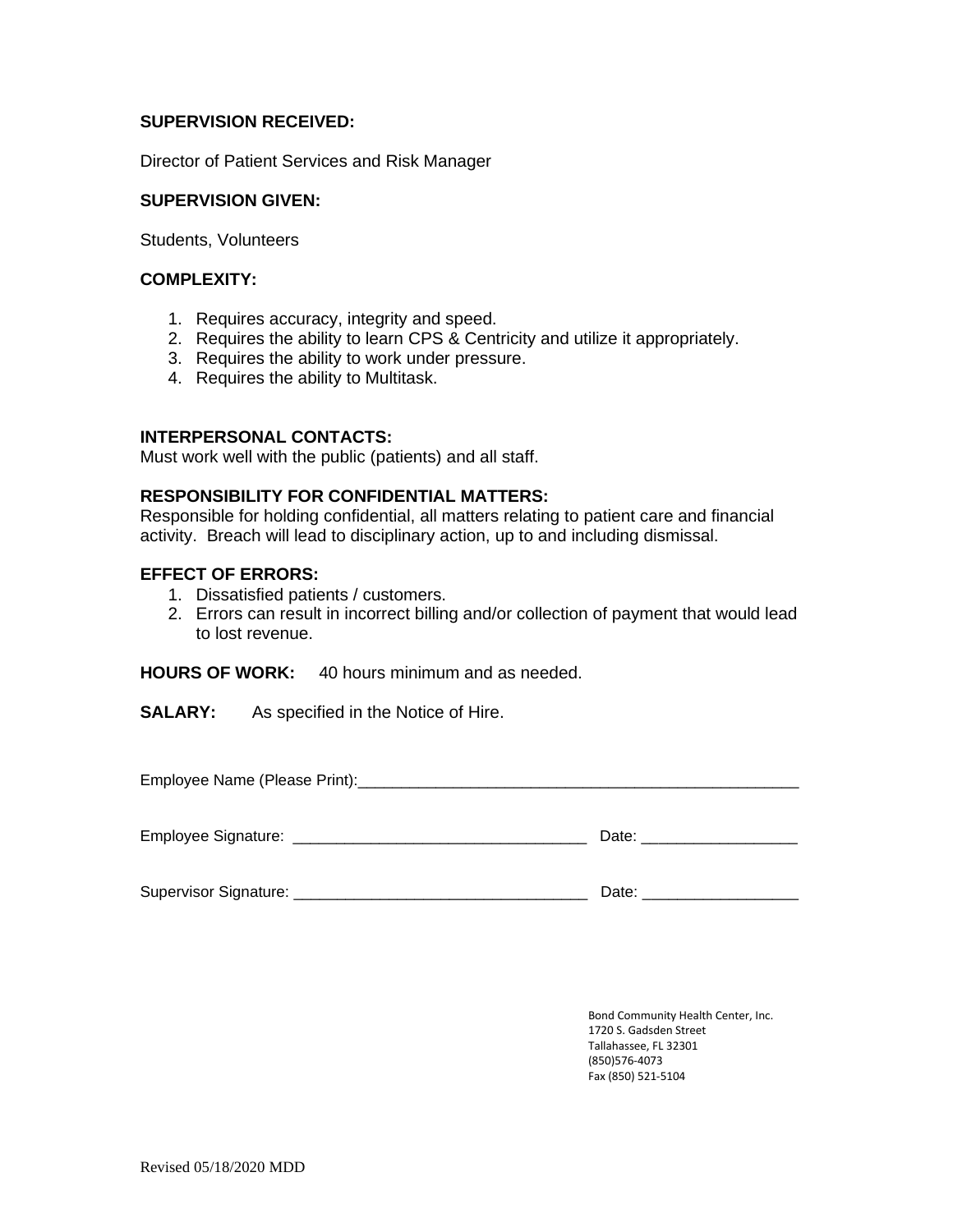**SUPERVISION RECEIVED:**

Director of Patient Services and Risk Manager

**SUPERVISION GIVEN:**

Students, Volunteers

**COMPLEXITY:**

1. Requires accuracy, integrity and speed.
2. Requires the ability to learn CPS & Centricity and utilize it appropriately.
3. Requires the ability to work under pressure.
4. Requires the ability to Multitask.

**INTERPERSONAL CONTACTS:**
Must work well with the public (patients) and all staff.

**RESPONSIBILITY FOR CONFIDENTIAL MATTERS:**
Responsible for holding confidential, all matters relating to patient care and financial activity. Breach will lead to disciplinary action, up to and including dismissal.

**EFFECT OF ERRORS:**

1. Dissatisfied patients / customers.
2. Errors can result in incorrect billing and/or collection of payment that would lead to lost revenue.

**HOURS OF WORK:** 40 hours minimum and as needed.

**SALARY:** As specified in the Notice of Hire.

Employee Name (Please Print):____________________________________________________

Employee Signature: __________________________________ Date: _________________

Supervisor Signature: __________________________________ Date: _________________

Bond Community Health Center, Inc.
1720 S. Gadsden Street
Tallahassee, FL 32301
(850)576-4073
Fax (850) 521-5104

Revised 05/18/2020 MDD